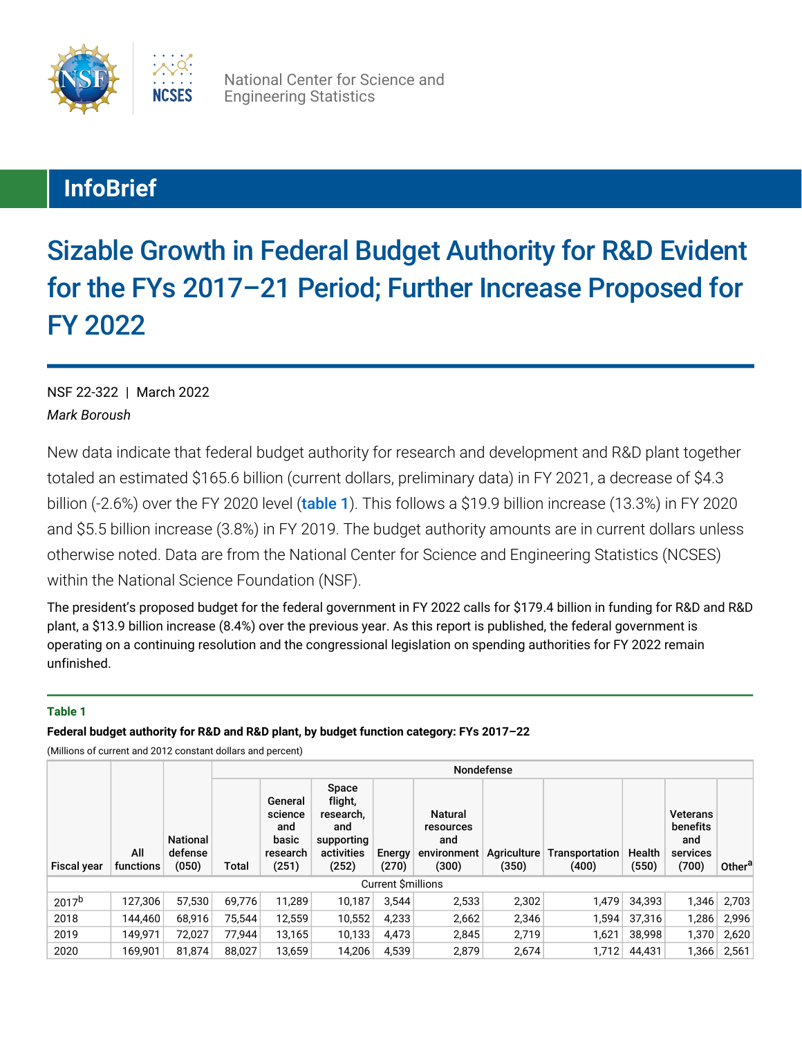National Center for Science and Engineering Statistics

**InfoBrief**

# Sizable Growth in Federal Budget Authority for R&D Evident for the FYs 2017–21 Period; Further Increase Proposed for FY 2022

NSF 22-322 | March 2022

*Mark Boroush*

New data indicate that federal budget authority for research and development and R&D plant together totaled an estimated $165.6 billion (current dollars, preliminary data) in FY 2021, a decrease of $4.3 billion (-2.6%) over the FY 2020 level (**table 1**). This follows a $19.9 billion increase (13.3%) in FY 2020 and $5.5 billion increase (3.8%) in FY 2019. The budget authority amounts are in current dollars unless otherwise noted. Data are from the National Center for Science and Engineering Statistics (NCSES) within the National Science Foundation (NSF).

The president's proposed budget for the federal government in FY 2022 calls for $179.4 billion in funding for R&D and R&D plant, a $13.9 billion increase (8.4%) over the previous year. As this report is published, the federal government is operating on a continuing resolution and the congressional legislation on spending authorities for FY 2022 remain unfinished.

**Table 1**

**Federal budget authority for R&D and R&D plant, by budget function category: FYs 2017–22**

(Millions of current and 2012 constant dollars and percent)

| | | | Nondefense | | | | | | | | | | |
|---|---|---|---|---|---|---|---|---|---|---|---|---|---|
| Fiscal year | All functions | National defense (050) | Total | General science and basic research (251) | Space flight, research, and supporting activities (252) | Energy (270) | Natural resources and environment (300) | Agriculture (350) | Transportation (400) | Health (550) | Veterans benefits and services (700) | Other[a] |
| Current $millions | | | | | | | | | | | | |
| 2017[b] | 127,306 | 57,530 | 69,776 | 11,289 | 10,187 | 3,544 | 2,533 | 2,302 | 1,479 | 34,393 | 1,346 | 2,703 |
| 2018 | 144,460 | 68,916 | 75,544 | 12,559 | 10,552 | 4,233 | 2,662 | 2,346 | 1,594 | 37,316 | 1,286 | 2,996 |
| 2019 | 149,971 | 72,027 | 77,944 | 13,165 | 10,133 | 4,473 | 2,845 | 2,719 | 1,621 | 38,998 | 1,370 | 2,620 |
| 2020 | 169,901 | 81,874 | 88,027 | 13,659 | 14,206 | 4,539 | 2,879 | 2,674 | 1,712 | 44,431 | 1,366 | 2,561 |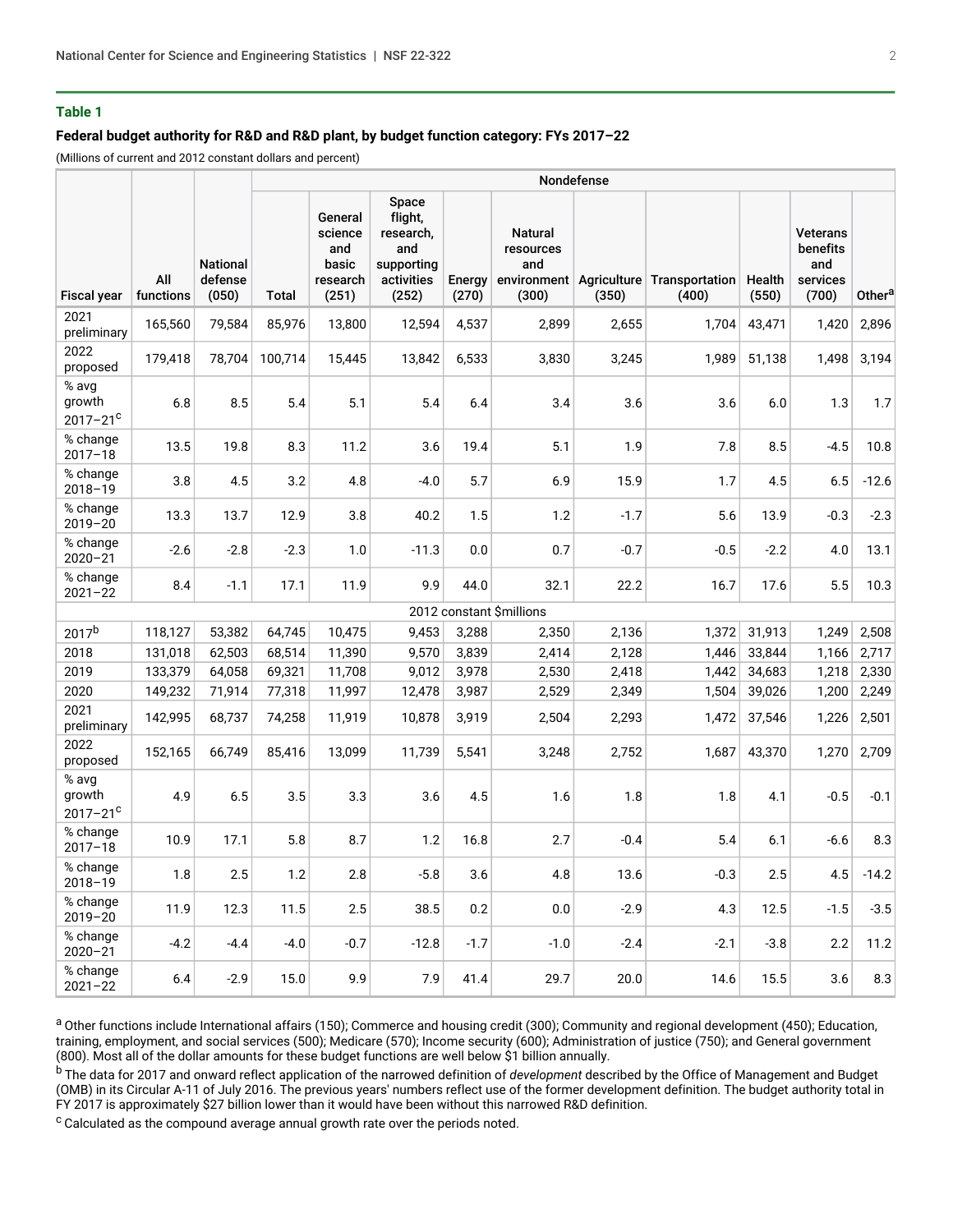### Table 1

#### Federal budget authority for R&D and R&D plant, by budget function category: FYs 2017–22

(Millions of current and 2012 constant dollars and percent)

| Fiscal year | All functions | National defense (050) | Nondefense | | | | | | | | | |
|---|---|---|---|---|---|---|---|---|---|---|---|---|
| | | | Total | General science and basic research (251) | Space flight, research, and supporting activities (252) | Energy (270) | Natural resources and environment (300) | Agriculture (350) | Transportation (400) | Health (550) | Veterans benefits and services (700) | Other[a] |
| 2021 preliminary | 165,560 | 79,584 | 85,976 | 13,800 | 12,594 | 4,537 | 2,899 | 2,655 | 1,704 | 43,471 | 1,420 | 2,896 |
| 2022 proposed | 179,418 | 78,704 | 100,714 | 15,445 | 13,842 | 6,533 | 3,830 | 3,245 | 1,989 | 51,138 | 1,498 | 3,194 |
| % avg growth 2017–21[c] | 6.8 | 8.5 | 5.4 | 5.1 | 5.4 | 6.4 | 3.4 | 3.6 | 3.6 | 6.0 | 1.3 | 1.7 |
| % change 2017–18 | 13.5 | 19.8 | 8.3 | 11.2 | 3.6 | 19.4 | 5.1 | 1.9 | 7.8 | 8.5 | -4.5 | 10.8 |
| % change 2018–19 | 3.8 | 4.5 | 3.2 | 4.8 | -4.0 | 5.7 | 6.9 | 15.9 | 1.7 | 4.5 | 6.5 | -12.6 |
| % change 2019–20 | 13.3 | 13.7 | 12.9 | 3.8 | 40.2 | 1.5 | 1.2 | -1.7 | 5.6 | 13.9 | -0.3 | -2.3 |
| % change 2020–21 | -2.6 | -2.8 | -2.3 | 1.0 | -11.3 | 0.0 | 0.7 | -0.7 | -0.5 | -2.2 | 4.0 | 13.1 |
| % change 2021–22 | 8.4 | -1.1 | 17.1 | 11.9 | 9.9 | 44.0 | 32.1 | 22.2 | 16.7 | 17.6 | 5.5 | 10.3 |
| 2012 constant $millions | | | | | | | | | | | | |
| 2017[b] | 118,127 | 53,382 | 64,745 | 10,475 | 9,453 | 3,288 | 2,350 | 2,136 | 1,372 | 31,913 | 1,249 | 2,508 |
| 2018 | 131,018 | 62,503 | 68,514 | 11,390 | 9,570 | 3,839 | 2,414 | 2,128 | 1,446 | 33,844 | 1,166 | 2,717 |
| 2019 | 133,379 | 64,058 | 69,321 | 11,708 | 9,012 | 3,978 | 2,530 | 2,418 | 1,442 | 34,683 | 1,218 | 2,330 |
| 2020 | 149,232 | 71,914 | 77,318 | 11,997 | 12,478 | 3,987 | 2,529 | 2,349 | 1,504 | 39,026 | 1,200 | 2,249 |
| 2021 preliminary | 142,995 | 68,737 | 74,258 | 11,919 | 10,878 | 3,919 | 2,504 | 2,293 | 1,472 | 37,546 | 1,226 | 2,501 |
| 2022 proposed | 152,165 | 66,749 | 85,416 | 13,099 | 11,739 | 5,541 | 3,248 | 2,752 | 1,687 | 43,370 | 1,270 | 2,709 |
| % avg growth 2017–21[c] | 4.9 | 6.5 | 3.5 | 3.3 | 3.6 | 4.5 | 1.6 | 1.8 | 1.8 | 4.1 | -0.5 | -0.1 |
| % change 2017–18 | 10.9 | 17.1 | 5.8 | 8.7 | 1.2 | 16.8 | 2.7 | -0.4 | 5.4 | 6.1 | -6.6 | 8.3 |
| % change 2018–19 | 1.8 | 2.5 | 1.2 | 2.8 | -5.8 | 3.6 | 4.8 | 13.6 | -0.3 | 2.5 | 4.5 | -14.2 |
| % change 2019–20 | 11.9 | 12.3 | 11.5 | 2.5 | 38.5 | 0.2 | 0.0 | -2.9 | 4.3 | 12.5 | -1.5 | -3.5 |
| % change 2020–21 | -4.2 | -4.4 | -4.0 | -0.7 | -12.8 | -1.7 | -1.0 | -2.4 | -2.1 | -3.8 | 2.2 | 11.2 |
| % change 2021–22 | 6.4 | -2.9 | 15.0 | 9.9 | 7.9 | 41.4 | 29.7 | 20.0 | 14.6 | 15.5 | 3.6 | 8.3 |

[a] Other functions include International affairs (150); Commerce and housing credit (300); Community and regional development (450); Education, training, employment, and social services (500); Medicare (570); Income security (600); Administration of justice (750); and General government (800). Most all of the dollar amounts for these budget functions are well below $1 billion annually.

[b] The data for 2017 and onward reflect application of the narrowed definition of *development* described by the Office of Management and Budget (OMB) in its Circular A-11 of July 2016. The previous years' numbers reflect use of the former development definition. The budget authority total in FY 2017 is approximately $27 billion lower than it would have been without this narrowed R&D definition.

[c] Calculated as the compound average annual growth rate over the periods noted.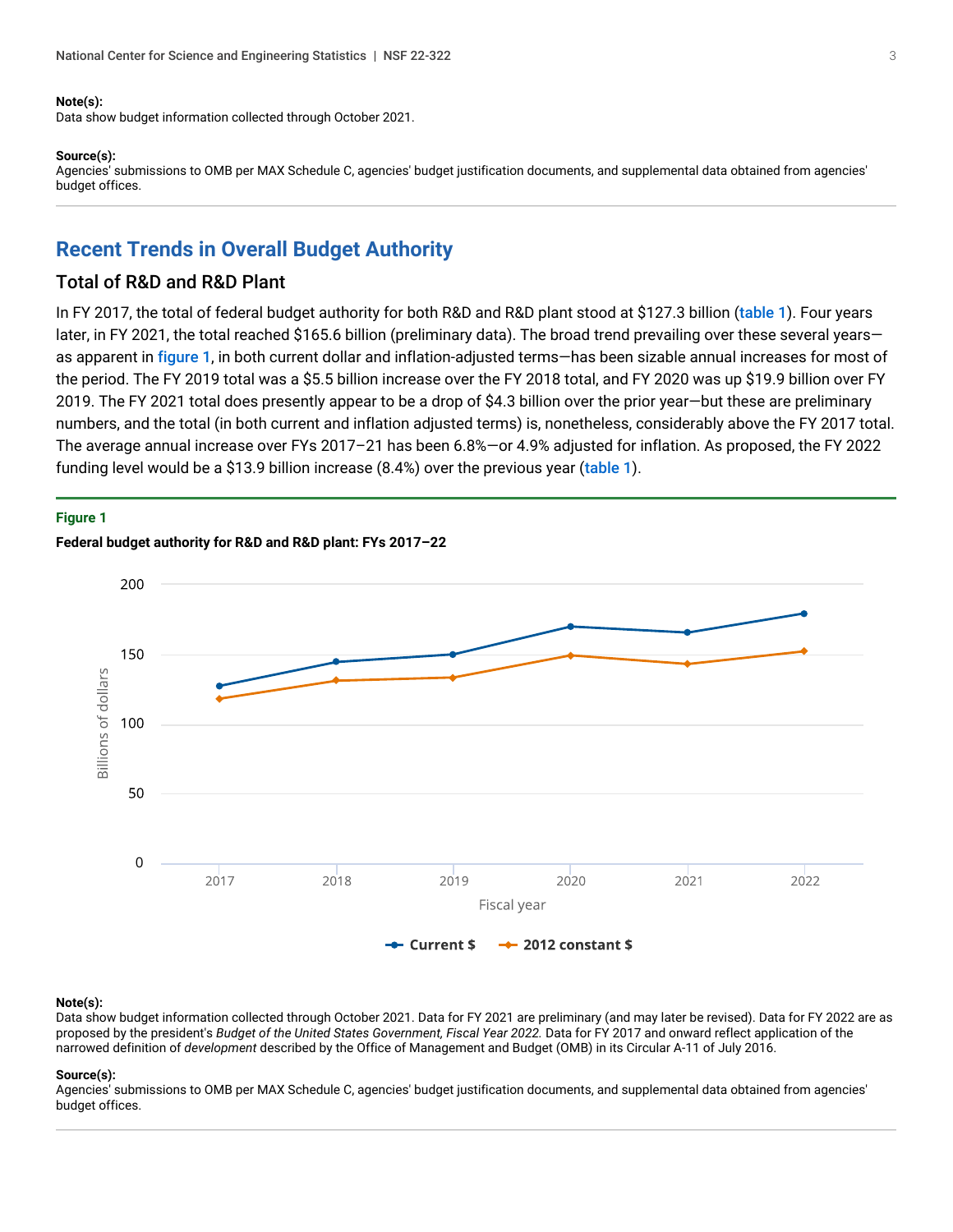**Note(s):**
Data show budget information collected through October 2021.

**Source(s):**
Agencies' submissions to OMB per MAX Schedule C, agencies' budget justification documents, and supplemental data obtained from agencies' budget offices.

## Recent Trends in Overall Budget Authority

### Total of R&D and R&D Plant

In FY 2017, the total of federal budget authority for both R&D and R&D plant stood at $127.3 billion (table 1). Four years later, in FY 2021, the total reached $165.6 billion (preliminary data). The broad trend prevailing over these several years—as apparent in figure 1, in both current dollar and inflation-adjusted terms—has been sizable annual increases for most of the period. The FY 2019 total was a $5.5 billion increase over the FY 2018 total, and FY 2020 was up $19.9 billion over FY 2019. The FY 2021 total does presently appear to be a drop of $4.3 billion over the prior year—but these are preliminary numbers, and the total (in both current and inflation adjusted terms) is, nonetheless, considerably above the FY 2017 total. The average annual increase over FYs 2017–21 has been 6.8%—or 4.9% adjusted for inflation. As proposed, the FY 2022 funding level would be a $13.9 billion increase (8.4%) over the previous year (table 1).

**Figure 1**

**Federal budget authority for R&D and R&D plant: FYs 2017–22**

**Note(s):**
Data show budget information collected through October 2021. Data for FY 2021 are preliminary (and may later be revised). Data for FY 2022 are as proposed by the president's *Budget of the United States Government, Fiscal Year 2022.* Data for FY 2017 and onward reflect application of the narrowed definition of *development* described by the Office of Management and Budget (OMB) in its Circular A-11 of July 2016.

**Source(s):**
Agencies' submissions to OMB per MAX Schedule C, agencies' budget justification documents, and supplemental data obtained from agencies' budget offices.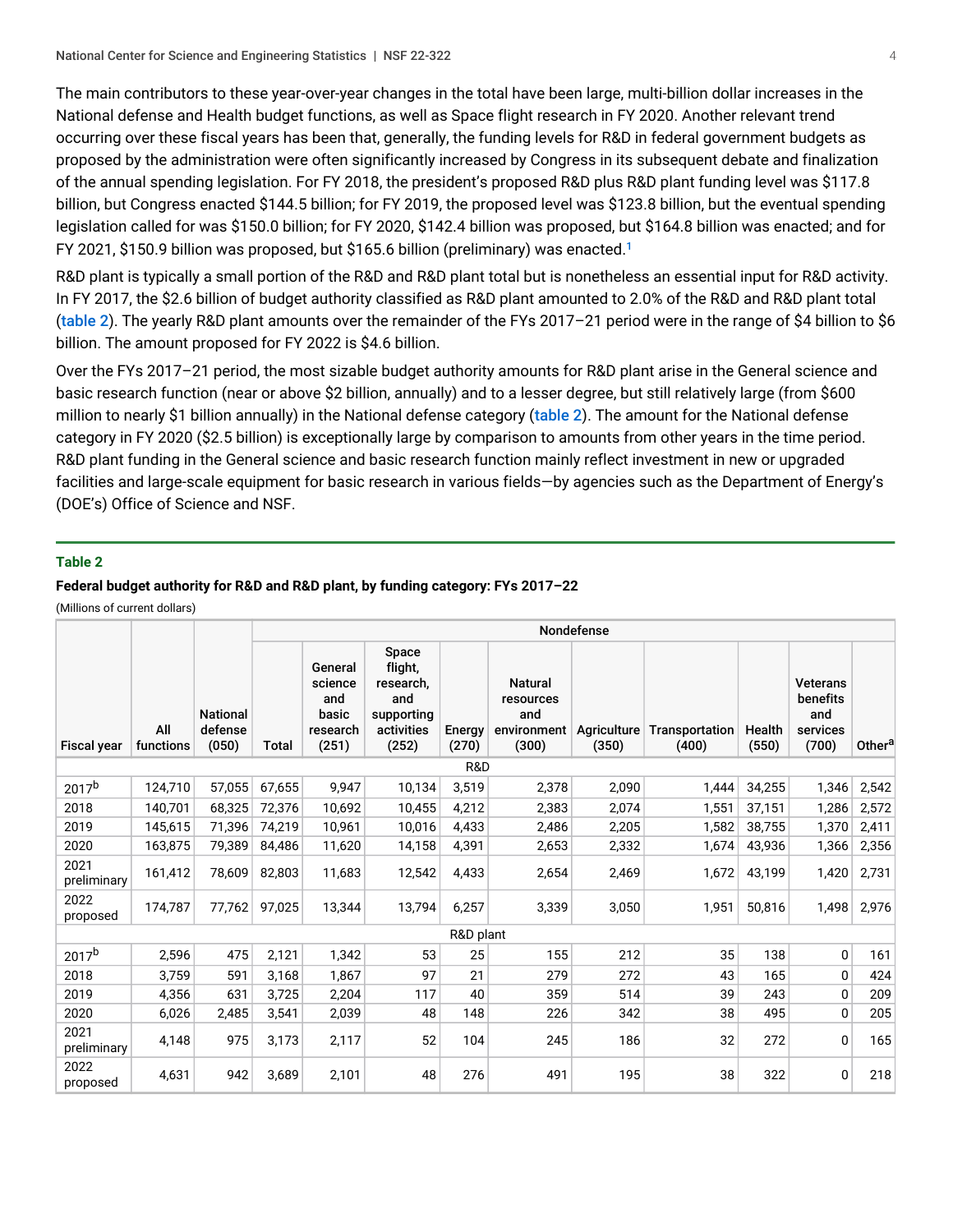The main contributors to these year-over-year changes in the total have been large, multi-billion dollar increases in the National defense and Health budget functions, as well as Space flight research in FY 2020. Another relevant trend occurring over these fiscal years has been that, generally, the funding levels for R&D in federal government budgets as proposed by the administration were often significantly increased by Congress in its subsequent debate and finalization of the annual spending legislation. For FY 2018, the president's proposed R&D plus R&D plant funding level was $117.8 billion, but Congress enacted $144.5 billion; for FY 2019, the proposed level was $123.8 billion, but the eventual spending legislation called for was $150.0 billion; for FY 2020, $142.4 billion was proposed, but $164.8 billion was enacted; and for FY 2021, $150.9 billion was proposed, but $165.6 billion (preliminary) was enacted.[1]

R&D plant is typically a small portion of the R&D and R&D plant total but is nonetheless an essential input for R&D activity. In FY 2017, the $2.6 billion of budget authority classified as R&D plant amounted to 2.0% of the R&D and R&D plant total (table 2). The yearly R&D plant amounts over the remainder of the FYs 2017–21 period were in the range of $4 billion to $6 billion. The amount proposed for FY 2022 is $4.6 billion.

Over the FYs 2017–21 period, the most sizable budget authority amounts for R&D plant arise in the General science and basic research function (near or above $2 billion, annually) and to a lesser degree, but still relatively large (from $600 million to nearly $1 billion annually) in the National defense category (table 2). The amount for the National defense category in FY 2020 ($2.5 billion) is exceptionally large by comparison to amounts from other years in the time period. R&D plant funding in the General science and basic research function mainly reflect investment in new or upgraded facilities and large-scale equipment for basic research in various fields—by agencies such as the Department of Energy's (DOE's) Office of Science and NSF.

**Table 2**

**Federal budget authority for R&D and R&D plant, by funding category: FYs 2017–22**

(Millions of current dollars)

| Fiscal year | All functions | National defense (050) | Nondefense | | | | | | | | | | |
|---|---|---|---|---|---|---|---|---|---|---|---|---|---|
| | | | Total | General science and basic research (251) | Space flight, research, and supporting activities (252) | Energy (270) | Natural resources and environment (300) | Agriculture (350) | Transportation (400) | Health (550) | Veterans benefits and services (700) | Other[a] |
| **R&D** | | | | | | | | | | | | |
| 2017[b] | 124,710 | 57,055 | 67,655 | 9,947 | 10,134 | 3,519 | 2,378 | 2,090 | 1,444 | 34,255 | 1,346 | 2,542 |
| 2018 | 140,701 | 68,325 | 72,376 | 10,692 | 10,455 | 4,212 | 2,383 | 2,074 | 1,551 | 37,151 | 1,286 | 2,572 |
| 2019 | 145,615 | 71,396 | 74,219 | 10,961 | 10,016 | 4,433 | 2,486 | 2,205 | 1,582 | 38,755 | 1,370 | 2,411 |
| 2020 | 163,875 | 79,389 | 84,486 | 11,620 | 14,158 | 4,391 | 2,653 | 2,332 | 1,674 | 43,936 | 1,366 | 2,356 |
| 2021 preliminary | 161,412 | 78,609 | 82,803 | 11,683 | 12,542 | 4,433 | 2,654 | 2,469 | 1,672 | 43,199 | 1,420 | 2,731 |
| 2022 proposed | 174,787 | 77,762 | 97,025 | 13,344 | 13,794 | 6,257 | 3,339 | 3,050 | 1,951 | 50,816 | 1,498 | 2,976 |
| **R&D plant** | | | | | | | | | | | | |
| 2017[b] | 2,596 | 475 | 2,121 | 1,342 | 53 | 25 | 155 | 212 | 35 | 138 | 0 | 161 |
| 2018 | 3,759 | 591 | 3,168 | 1,867 | 97 | 21 | 279 | 272 | 43 | 165 | 0 | 424 |
| 2019 | 4,356 | 631 | 3,725 | 2,204 | 117 | 40 | 359 | 514 | 39 | 243 | 0 | 209 |
| 2020 | 6,026 | 2,485 | 3,541 | 2,039 | 48 | 148 | 226 | 342 | 38 | 495 | 0 | 205 |
| 2021 preliminary | 4,148 | 975 | 3,173 | 2,117 | 52 | 104 | 245 | 186 | 32 | 272 | 0 | 165 |
| 2022 proposed | 4,631 | 942 | 3,689 | 2,101 | 48 | 276 | 491 | 195 | 38 | 322 | 0 | 218 |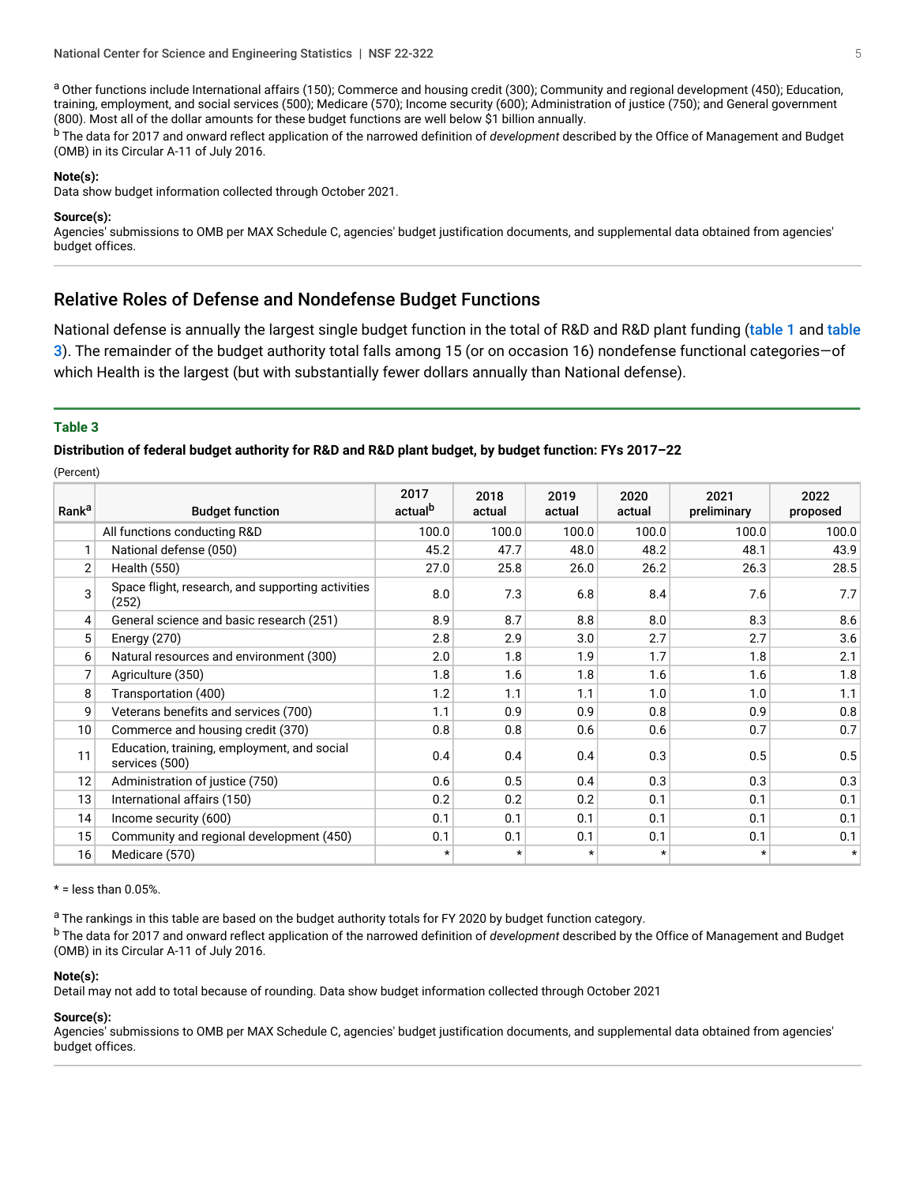[a] Other functions include International affairs (150); Commerce and housing credit (300); Community and regional development (450); Education, training, employment, and social services (500); Medicare (570); Income security (600); Administration of justice (750); and General government (800). Most all of the dollar amounts for these budget functions are well below $1 billion annually.

[b] The data for 2017 and onward reflect application of the narrowed definition of *development* described by the Office of Management and Budget (OMB) in its Circular A-11 of July 2016.

**Note(s):**
Data show budget information collected through October 2021.

**Source(s):**
Agencies' submissions to OMB per MAX Schedule C, agencies' budget justification documents, and supplemental data obtained from agencies' budget offices.

## Relative Roles of Defense and Nondefense Budget Functions

National defense is annually the largest single budget function in the total of R&D and R&D plant funding (table 1 and table 3). The remainder of the budget authority total falls among 15 (or on occasion 16) nondefense functional categories—of which Health is the largest (but with substantially fewer dollars annually than National defense).

**Table 3**

**Distribution of federal budget authority for R&D and R&D plant budget, by budget function: FYs 2017–22**

(Percent)

| Rank[a] | Budget function | 2017 actual[b] | 2018 actual | 2019 actual | 2020 actual | 2021 preliminary | 2022 proposed |
|---|---|---|---|---|---|---|---|
| | All functions conducting R&D | 100.0 | 100.0 | 100.0 | 100.0 | 100.0 | 100.0 |
| 1 | National defense (050) | 45.2 | 47.7 | 48.0 | 48.2 | 48.1 | 43.9 |
| 2 | Health (550) | 27.0 | 25.8 | 26.0 | 26.2 | 26.3 | 28.5 |
| 3 | Space flight, research, and supporting activities (252) | 8.0 | 7.3 | 6.8 | 8.4 | 7.6 | 7.7 |
| 4 | General science and basic research (251) | 8.9 | 8.7 | 8.8 | 8.0 | 8.3 | 8.6 |
| 5 | Energy (270) | 2.8 | 2.9 | 3.0 | 2.7 | 2.7 | 3.6 |
| 6 | Natural resources and environment (300) | 2.0 | 1.8 | 1.9 | 1.7 | 1.8 | 2.1 |
| 7 | Agriculture (350) | 1.8 | 1.6 | 1.8 | 1.6 | 1.6 | 1.8 |
| 8 | Transportation (400) | 1.2 | 1.1 | 1.1 | 1.0 | 1.0 | 1.1 |
| 9 | Veterans benefits and services (700) | 1.1 | 0.9 | 0.9 | 0.8 | 0.9 | 0.8 |
| 10 | Commerce and housing credit (370) | 0.8 | 0.8 | 0.6 | 0.6 | 0.7 | 0.7 |
| 11 | Education, training, employment, and social services (500) | 0.4 | 0.4 | 0.4 | 0.3 | 0.5 | 0.5 |
| 12 | Administration of justice (750) | 0.6 | 0.5 | 0.4 | 0.3 | 0.3 | 0.3 |
| 13 | International affairs (150) | 0.2 | 0.2 | 0.2 | 0.1 | 0.1 | 0.1 |
| 14 | Income security (600) | 0.1 | 0.1 | 0.1 | 0.1 | 0.1 | 0.1 |
| 15 | Community and regional development (450) | 0.1 | 0.1 | 0.1 | 0.1 | 0.1 | 0.1 |
| 16 | Medicare (570) | * | * | * | * | * | * |

* = less than 0.05%.

[a] The rankings in this table are based on the budget authority totals for FY 2020 by budget function category.

[b] The data for 2017 and onward reflect application of the narrowed definition of *development* described by the Office of Management and Budget (OMB) in its Circular A-11 of July 2016.

**Note(s):**
Detail may not add to total because of rounding. Data show budget information collected through October 2021

**Source(s):**
Agencies' submissions to OMB per MAX Schedule C, agencies' budget justification documents, and supplemental data obtained from agencies' budget offices.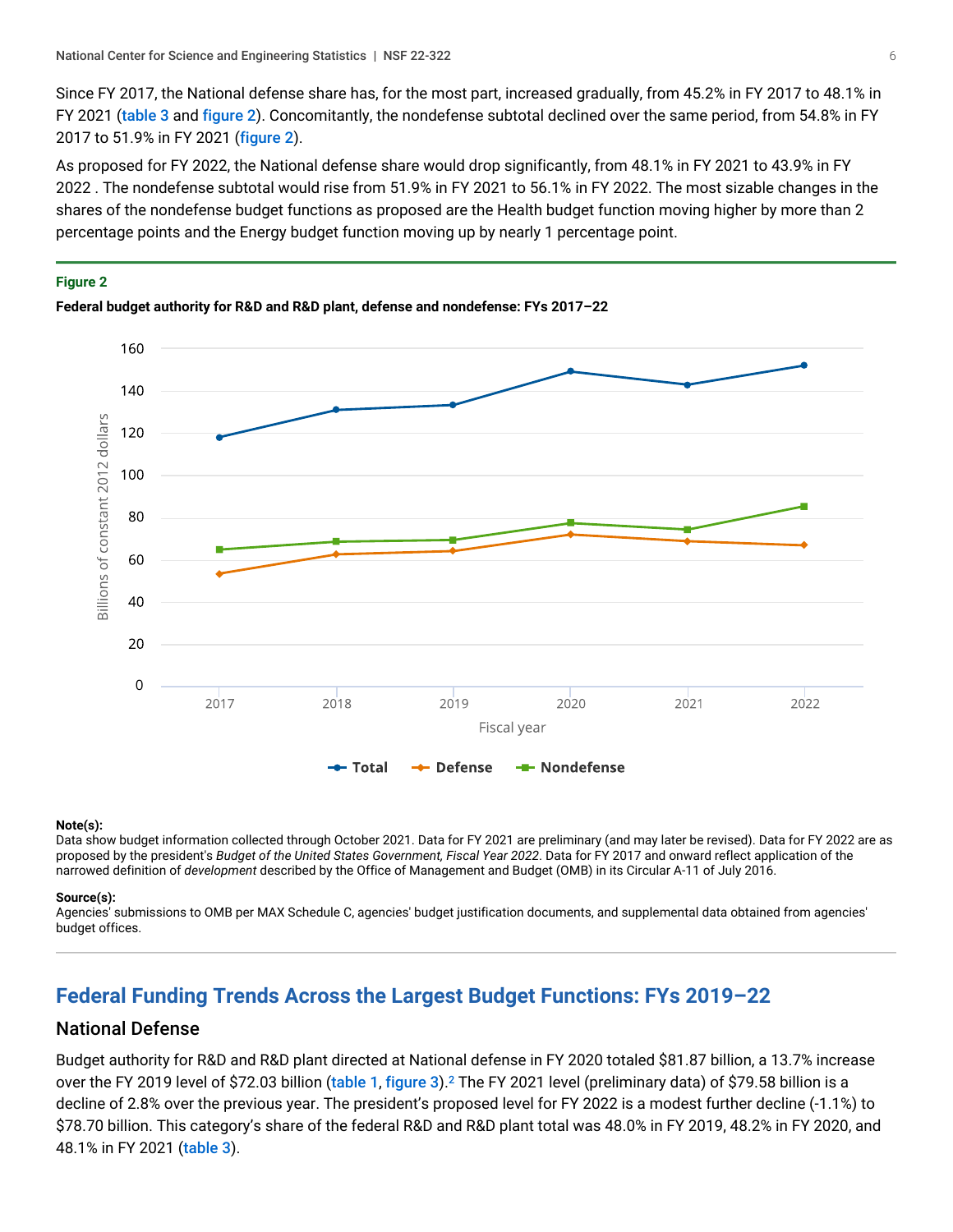Since FY 2017, the National defense share has, for the most part, increased gradually, from 45.2% in FY 2017 to 48.1% in FY 2021 (table 3 and figure 2). Concomitantly, the nondefense subtotal declined over the same period, from 54.8% in FY 2017 to 51.9% in FY 2021 (figure 2).

As proposed for FY 2022, the National defense share would drop significantly, from 48.1% in FY 2021 to 43.9% in FY 2022 . The nondefense subtotal would rise from 51.9% in FY 2021 to 56.1% in FY 2022. The most sizable changes in the shares of the nondefense budget functions as proposed are the Health budget function moving higher by more than 2 percentage points and the Energy budget function moving up by nearly 1 percentage point.

**Figure 2**

**Federal budget authority for R&D and R&D plant, defense and nondefense: FYs 2017–22**

**Note(s):**
Data show budget information collected through October 2021. Data for FY 2021 are preliminary (and may later be revised). Data for FY 2022 are as proposed by the president's *Budget of the United States Government, Fiscal Year 2022*. Data for FY 2017 and onward reflect application of the narrowed definition of *development* described by the Office of Management and Budget (OMB) in its Circular A-11 of July 2016.

**Source(s):**
Agencies' submissions to OMB per MAX Schedule C, agencies' budget justification documents, and supplemental data obtained from agencies' budget offices.

## Federal Funding Trends Across the Largest Budget Functions: FYs 2019–22

### National Defense

Budget authority for R&D and R&D plant directed at National defense in FY 2020 totaled $81.87 billion, a 13.7% increase over the FY 2019 level of $72.03 billion (table 1, figure 3).[2] The FY 2021 level (preliminary data) of $79.58 billion is a decline of 2.8% over the previous year. The president's proposed level for FY 2022 is a modest further decline (-1.1%) to $78.70 billion. This category's share of the federal R&D and R&D plant total was 48.0% in FY 2019, 48.2% in FY 2020, and 48.1% in FY 2021 (table 3).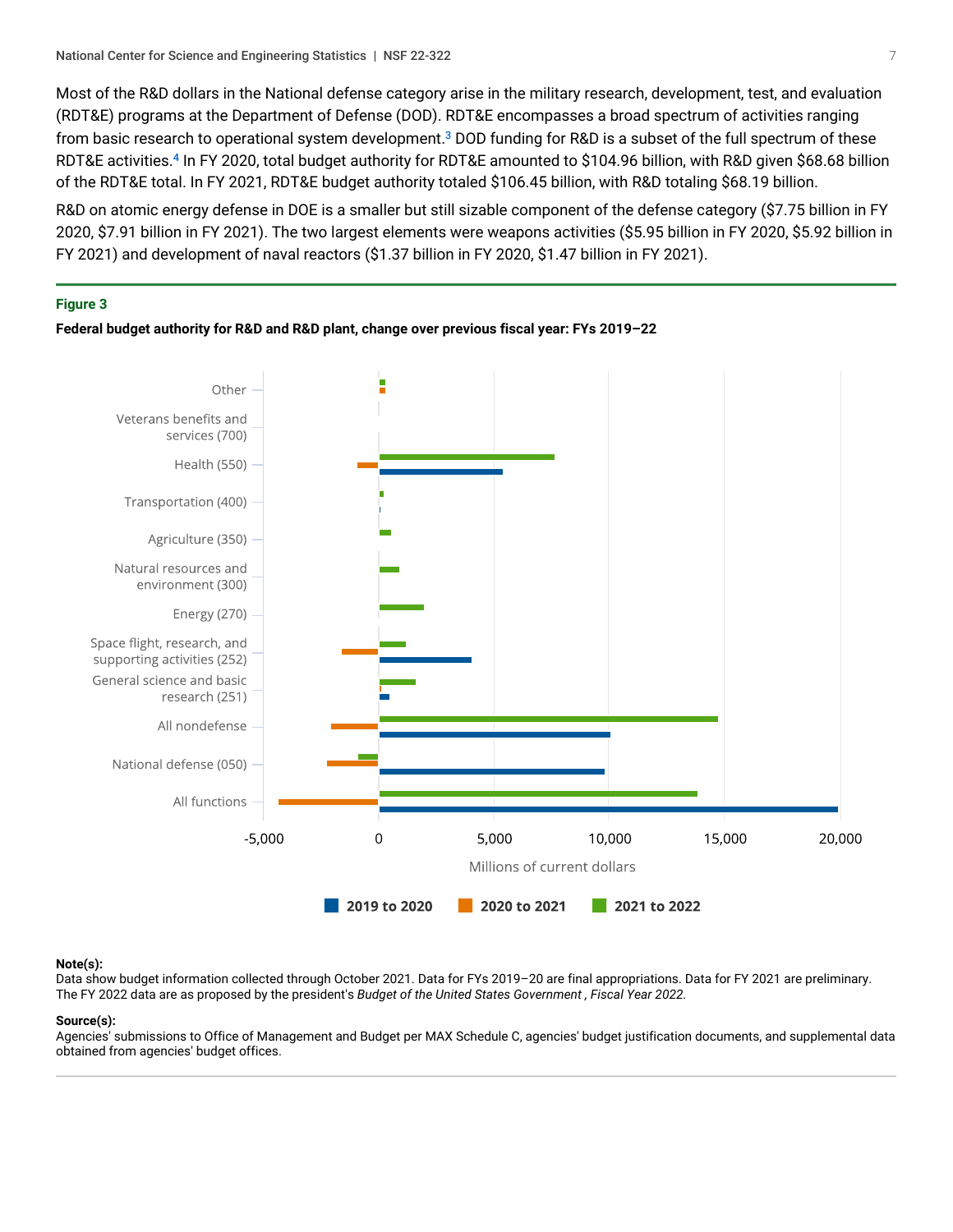Most of the R&D dollars in the National defense category arise in the military research, development, test, and evaluation (RDT&E) programs at the Department of Defense (DOD). RDT&E encompasses a broad spectrum of activities ranging from basic research to operational system development.[3] DOD funding for R&D is a subset of the full spectrum of these RDT&E activities.[4] In FY 2020, total budget authority for RDT&E amounted to $104.96 billion, with R&D given $68.68 billion of the RDT&E total. In FY 2021, RDT&E budget authority totaled $106.45 billion, with R&D totaling $68.19 billion.

R&D on atomic energy defense in DOE is a smaller but still sizable component of the defense category ($7.75 billion in FY 2020, $7.91 billion in FY 2021). The two largest elements were weapons activities ($5.95 billion in FY 2020, $5.92 billion in FY 2021) and development of naval reactors ($1.37 billion in FY 2020, $1.47 billion in FY 2021).

**Figure 3**

**Federal budget authority for R&D and R&D plant, change over previous fiscal year: FYs 2019–22**

Other

Veterans benefits and services (700)

Health (550)

Transportation (400)

Agriculture (350)

Natural resources and environment (300)

Energy (270)

Space flight, research, and supporting activities (252)

General science and basic research (251)

All nondefense

National defense (050)

All functions

-5,000 0 5,000 10,000 15,000 20,000

Millions of current dollars

2019 to 2020 2020 to 2021 2021 to 2022

**Note(s):**
Data show budget information collected through October 2021. Data for FYs 2019–20 are final appropriations. Data for FY 2021 are preliminary. The FY 2022 data are as proposed by the president's *Budget of the United States Government , Fiscal Year 2022.*

**Source(s):**
Agencies' submissions to Office of Management and Budget per MAX Schedule C, agencies' budget justification documents, and supplemental data obtained from agencies' budget offices.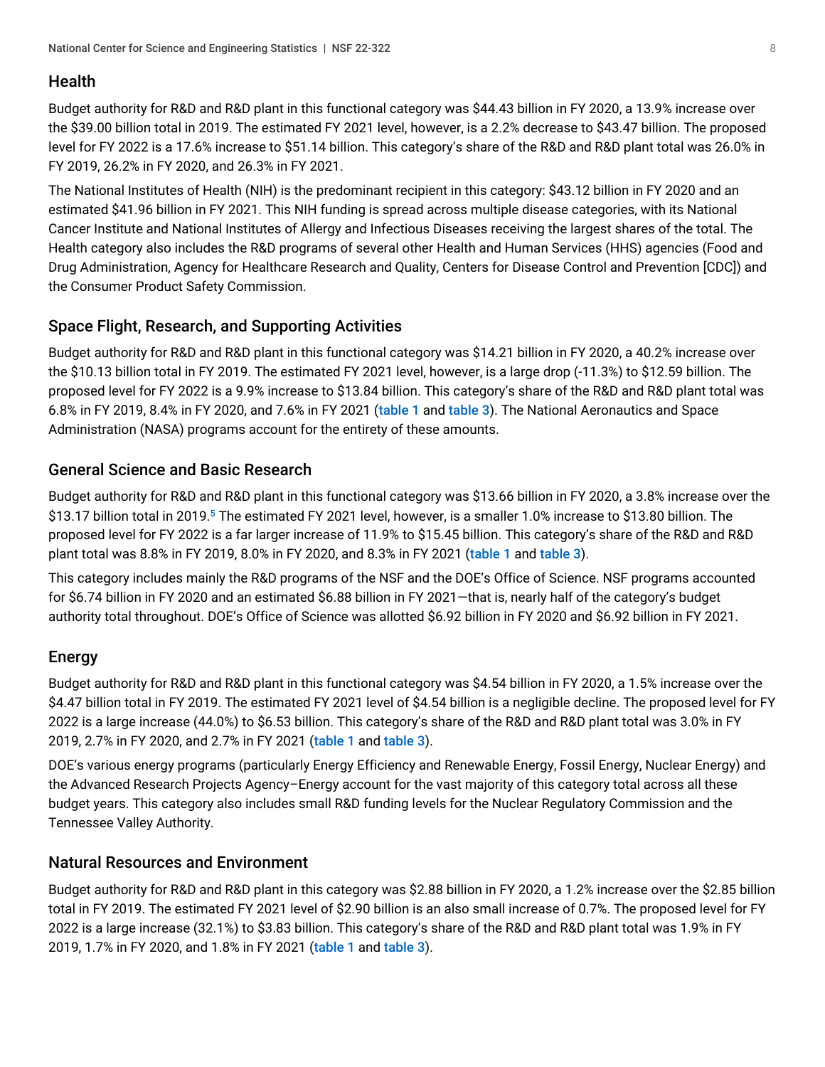## Health

Budget authority for R&D and R&D plant in this functional category was $44.43 billion in FY 2020, a 13.9% increase over the $39.00 billion total in 2019. The estimated FY 2021 level, however, is a 2.2% decrease to $43.47 billion. The proposed level for FY 2022 is a 17.6% increase to $51.14 billion. This category's share of the R&D and R&D plant total was 26.0% in FY 2019, 26.2% in FY 2020, and 26.3% in FY 2021.

The National Institutes of Health (NIH) is the predominant recipient in this category: $43.12 billion in FY 2020 and an estimated $41.96 billion in FY 2021. This NIH funding is spread across multiple disease categories, with its National Cancer Institute and National Institutes of Allergy and Infectious Diseases receiving the largest shares of the total. The Health category also includes the R&D programs of several other Health and Human Services (HHS) agencies (Food and Drug Administration, Agency for Healthcare Research and Quality, Centers for Disease Control and Prevention [CDC]) and the Consumer Product Safety Commission.

## Space Flight, Research, and Supporting Activities

Budget authority for R&D and R&D plant in this functional category was $14.21 billion in FY 2020, a 40.2% increase over the $10.13 billion total in FY 2019. The estimated FY 2021 level, however, is a large drop (-11.3%) to $12.59 billion. The proposed level for FY 2022 is a 9.9% increase to $13.84 billion. This category's share of the R&D and R&D plant total was 6.8% in FY 2019, 8.4% in FY 2020, and 7.6% in FY 2021 (table 1 and table 3). The National Aeronautics and Space Administration (NASA) programs account for the entirety of these amounts.

## General Science and Basic Research

Budget authority for R&D and R&D plant in this functional category was $13.66 billion in FY 2020, a 3.8% increase over the $13.17 billion total in 2019.[5] The estimated FY 2021 level, however, is a smaller 1.0% increase to $13.80 billion. The proposed level for FY 2022 is a far larger increase of 11.9% to $15.45 billion. This category's share of the R&D and R&D plant total was 8.8% in FY 2019, 8.0% in FY 2020, and 8.3% in FY 2021 (table 1 and table 3).

This category includes mainly the R&D programs of the NSF and the DOE's Office of Science. NSF programs accounted for $6.74 billion in FY 2020 and an estimated $6.88 billion in FY 2021—that is, nearly half of the category's budget authority total throughout. DOE's Office of Science was allotted $6.92 billion in FY 2020 and $6.92 billion in FY 2021.

## Energy

Budget authority for R&D and R&D plant in this functional category was $4.54 billion in FY 2020, a 1.5% increase over the $4.47 billion total in FY 2019. The estimated FY 2021 level of $4.54 billion is a negligible decline. The proposed level for FY 2022 is a large increase (44.0%) to $6.53 billion. This category's share of the R&D and R&D plant total was 3.0% in FY 2019, 2.7% in FY 2020, and 2.7% in FY 2021 (table 1 and table 3).

DOE's various energy programs (particularly Energy Efficiency and Renewable Energy, Fossil Energy, Nuclear Energy) and the Advanced Research Projects Agency–Energy account for the vast majority of this category total across all these budget years. This category also includes small R&D funding levels for the Nuclear Regulatory Commission and the Tennessee Valley Authority.

## Natural Resources and Environment

Budget authority for R&D and R&D plant in this category was $2.88 billion in FY 2020, a 1.2% increase over the $2.85 billion total in FY 2019. The estimated FY 2021 level of $2.90 billion is an also small increase of 0.7%. The proposed level for FY 2022 is a large increase (32.1%) to $3.83 billion. This category's share of the R&D and R&D plant total was 1.9% in FY 2019, 1.7% in FY 2020, and 1.8% in FY 2021 (table 1 and table 3).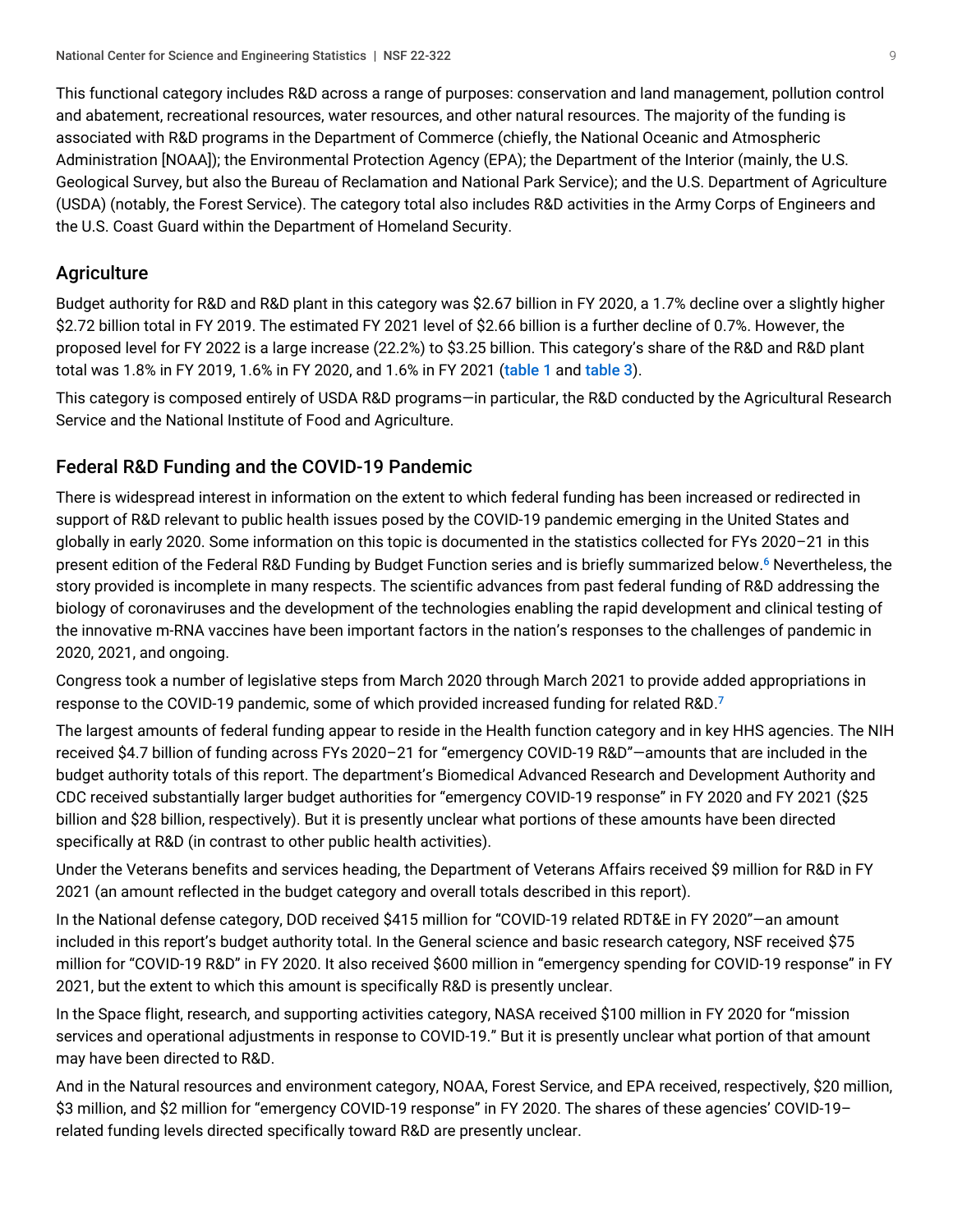This functional category includes R&D across a range of purposes: conservation and land management, pollution control and abatement, recreational resources, water resources, and other natural resources. The majority of the funding is associated with R&D programs in the Department of Commerce (chiefly, the National Oceanic and Atmospheric Administration [NOAA]); the Environmental Protection Agency (EPA); the Department of the Interior (mainly, the U.S. Geological Survey, but also the Bureau of Reclamation and National Park Service); and the U.S. Department of Agriculture (USDA) (notably, the Forest Service). The category total also includes R&D activities in the Army Corps of Engineers and the U.S. Coast Guard within the Department of Homeland Security.

## Agriculture

Budget authority for R&D and R&D plant in this category was $2.67 billion in FY 2020, a 1.7% decline over a slightly higher $2.72 billion total in FY 2019. The estimated FY 2021 level of $2.66 billion is a further decline of 0.7%. However, the proposed level for FY 2022 is a large increase (22.2%) to $3.25 billion. This category's share of the R&D and R&D plant total was 1.8% in FY 2019, 1.6% in FY 2020, and 1.6% in FY 2021 (table 1 and table 3).

This category is composed entirely of USDA R&D programs—in particular, the R&D conducted by the Agricultural Research Service and the National Institute of Food and Agriculture.

## Federal R&D Funding and the COVID-19 Pandemic

There is widespread interest in information on the extent to which federal funding has been increased or redirected in support of R&D relevant to public health issues posed by the COVID-19 pandemic emerging in the United States and globally in early 2020. Some information on this topic is documented in the statistics collected for FYs 2020–21 in this present edition of the Federal R&D Funding by Budget Function series and is briefly summarized below.[6] Nevertheless, the story provided is incomplete in many respects. The scientific advances from past federal funding of R&D addressing the biology of coronaviruses and the development of the technologies enabling the rapid development and clinical testing of the innovative m-RNA vaccines have been important factors in the nation's responses to the challenges of pandemic in 2020, 2021, and ongoing.

Congress took a number of legislative steps from March 2020 through March 2021 to provide added appropriations in response to the COVID-19 pandemic, some of which provided increased funding for related R&D.[7]

The largest amounts of federal funding appear to reside in the Health function category and in key HHS agencies. The NIH received $4.7 billion of funding across FYs 2020–21 for "emergency COVID-19 R&D"—amounts that are included in the budget authority totals of this report. The department's Biomedical Advanced Research and Development Authority and CDC received substantially larger budget authorities for "emergency COVID-19 response" in FY 2020 and FY 2021 ($25 billion and $28 billion, respectively). But it is presently unclear what portions of these amounts have been directed specifically at R&D (in contrast to other public health activities).

Under the Veterans benefits and services heading, the Department of Veterans Affairs received $9 million for R&D in FY 2021 (an amount reflected in the budget category and overall totals described in this report).

In the National defense category, DOD received $415 million for "COVID-19 related RDT&E in FY 2020"—an amount included in this report's budget authority total. In the General science and basic research category, NSF received $75 million for "COVID-19 R&D" in FY 2020. It also received $600 million in "emergency spending for COVID-19 response" in FY 2021, but the extent to which this amount is specifically R&D is presently unclear.

In the Space flight, research, and supporting activities category, NASA received $100 million in FY 2020 for "mission services and operational adjustments in response to COVID-19." But it is presently unclear what portion of that amount may have been directed to R&D.

And in the Natural resources and environment category, NOAA, Forest Service, and EPA received, respectively, $20 million, $3 million, and $2 million for "emergency COVID-19 response" in FY 2020. The shares of these agencies' COVID-19–related funding levels directed specifically toward R&D are presently unclear.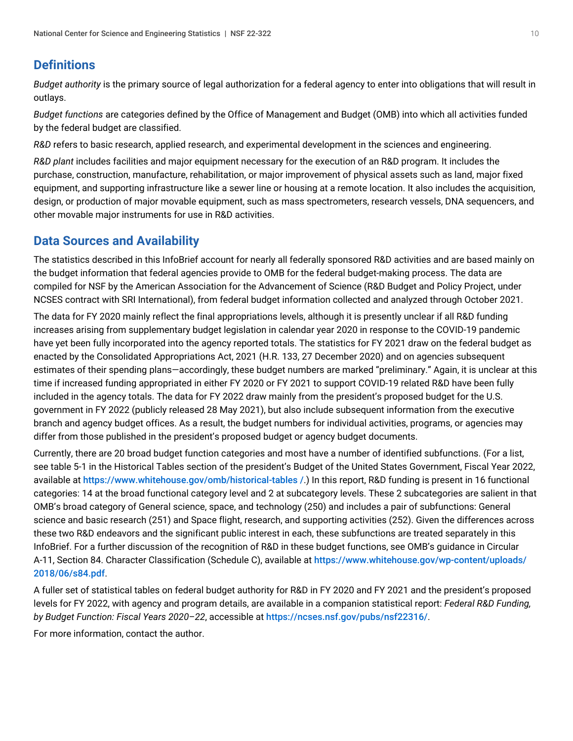## Definitions

*Budget authority* is the primary source of legal authorization for a federal agency to enter into obligations that will result in outlays.

*Budget functions* are categories defined by the Office of Management and Budget (OMB) into which all activities funded by the federal budget are classified.

*R&D* refers to basic research, applied research, and experimental development in the sciences and engineering.

*R&D plant* includes facilities and major equipment necessary for the execution of an R&D program. It includes the purchase, construction, manufacture, rehabilitation, or major improvement of physical assets such as land, major fixed equipment, and supporting infrastructure like a sewer line or housing at a remote location. It also includes the acquisition, design, or production of major movable equipment, such as mass spectrometers, research vessels, DNA sequencers, and other movable major instruments for use in R&D activities.

## Data Sources and Availability

The statistics described in this InfoBrief account for nearly all federally sponsored R&D activities and are based mainly on the budget information that federal agencies provide to OMB for the federal budget-making process. The data are compiled for NSF by the American Association for the Advancement of Science (R&D Budget and Policy Project, under NCSES contract with SRI International), from federal budget information collected and analyzed through October 2021.

The data for FY 2020 mainly reflect the final appropriations levels, although it is presently unclear if all R&D funding increases arising from supplementary budget legislation in calendar year 2020 in response to the COVID-19 pandemic have yet been fully incorporated into the agency reported totals. The statistics for FY 2021 draw on the federal budget as enacted by the Consolidated Appropriations Act, 2021 (H.R. 133, 27 December 2020) and on agencies subsequent estimates of their spending plans—accordingly, these budget numbers are marked "preliminary." Again, it is unclear at this time if increased funding appropriated in either FY 2020 or FY 2021 to support COVID-19 related R&D have been fully included in the agency totals. The data for FY 2022 draw mainly from the president's proposed budget for the U.S. government in FY 2022 (publicly released 28 May 2021), but also include subsequent information from the executive branch and agency budget offices. As a result, the budget numbers for individual activities, programs, or agencies may differ from those published in the president's proposed budget or agency budget documents.

Currently, there are 20 broad budget function categories and most have a number of identified subfunctions. (For a list, see table 5-1 in the Historical Tables section of the president's Budget of the United States Government, Fiscal Year 2022, available at https://www.whitehouse.gov/omb/historical-tables /.) In this report, R&D funding is present in 16 functional categories: 14 at the broad functional category level and 2 at subcategory levels. These 2 subcategories are salient in that OMB's broad category of General science, space, and technology (250) and includes a pair of subfunctions: General science and basic research (251) and Space flight, research, and supporting activities (252). Given the differences across these two R&D endeavors and the significant public interest in each, these subfunctions are treated separately in this InfoBrief. For a further discussion of the recognition of R&D in these budget functions, see OMB's guidance in Circular A-11, Section 84. Character Classification (Schedule C), available at https://www.whitehouse.gov/wp-content/uploads/2018/06/s84.pdf.

A fuller set of statistical tables on federal budget authority for R&D in FY 2020 and FY 2021 and the president's proposed levels for FY 2022, with agency and program details, are available in a companion statistical report: *Federal R&D Funding, by Budget Function: Fiscal Years 2020–22*, accessible at https://ncses.nsf.gov/pubs/nsf22316/.

For more information, contact the author.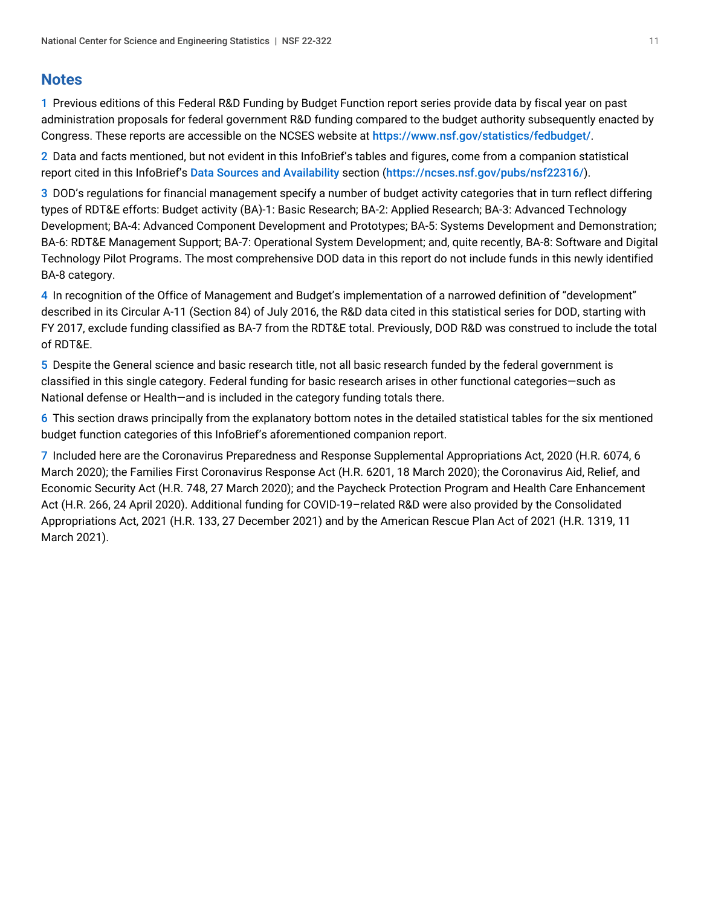## Notes

1 Previous editions of this Federal R&D Funding by Budget Function report series provide data by fiscal year on past administration proposals for federal government R&D funding compared to the budget authority subsequently enacted by Congress. These reports are accessible on the NCSES website at https://www.nsf.gov/statistics/fedbudget/.

2 Data and facts mentioned, but not evident in this InfoBrief's tables and figures, come from a companion statistical report cited in this InfoBrief's Data Sources and Availability section (https://ncses.nsf.gov/pubs/nsf22316/).

3 DOD's regulations for financial management specify a number of budget activity categories that in turn reflect differing types of RDT&E efforts: Budget activity (BA)-1: Basic Research; BA-2: Applied Research; BA-3: Advanced Technology Development; BA-4: Advanced Component Development and Prototypes; BA-5: Systems Development and Demonstration; BA-6: RDT&E Management Support; BA-7: Operational System Development; and, quite recently, BA-8: Software and Digital Technology Pilot Programs. The most comprehensive DOD data in this report do not include funds in this newly identified BA-8 category.

4 In recognition of the Office of Management and Budget's implementation of a narrowed definition of "development" described in its Circular A-11 (Section 84) of July 2016, the R&D data cited in this statistical series for DOD, starting with FY 2017, exclude funding classified as BA-7 from the RDT&E total. Previously, DOD R&D was construed to include the total of RDT&E.

5 Despite the General science and basic research title, not all basic research funded by the federal government is classified in this single category. Federal funding for basic research arises in other functional categories—such as National defense or Health—and is included in the category funding totals there.

6 This section draws principally from the explanatory bottom notes in the detailed statistical tables for the six mentioned budget function categories of this InfoBrief's aforementioned companion report.

7 Included here are the Coronavirus Preparedness and Response Supplemental Appropriations Act, 2020 (H.R. 6074, 6 March 2020); the Families First Coronavirus Response Act (H.R. 6201, 18 March 2020); the Coronavirus Aid, Relief, and Economic Security Act (H.R. 748, 27 March 2020); and the Paycheck Protection Program and Health Care Enhancement Act (H.R. 266, 24 April 2020). Additional funding for COVID-19–related R&D were also provided by the Consolidated Appropriations Act, 2021 (H.R. 133, 27 December 2021) and by the American Rescue Plan Act of 2021 (H.R. 1319, 11 March 2021).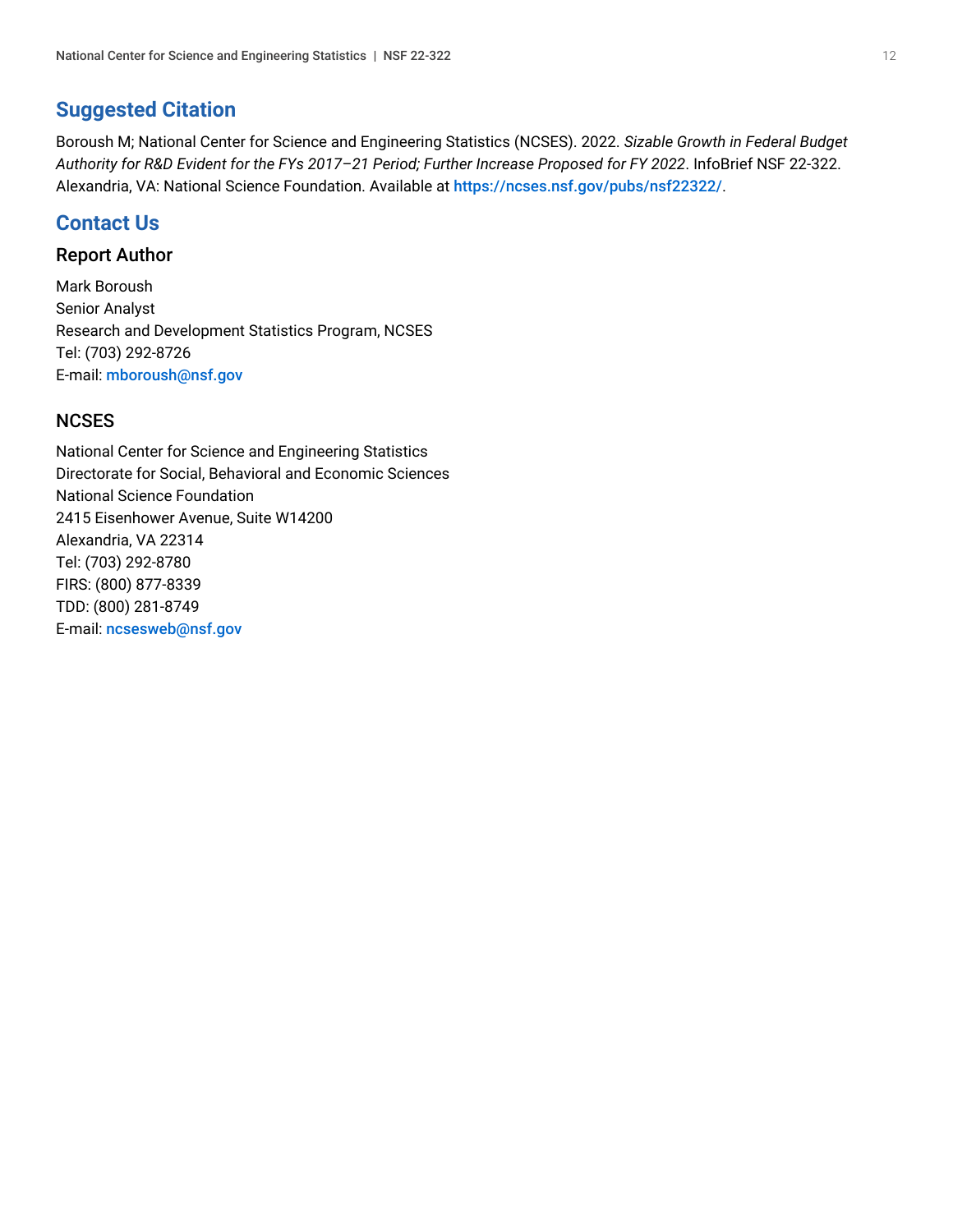## Suggested Citation

Boroush M; National Center for Science and Engineering Statistics (NCSES). 2022. *Sizable Growth in Federal Budget Authority for R&D Evident for the FYs 2017–21 Period; Further Increase Proposed for FY 2022*. InfoBrief NSF 22-322. Alexandria, VA: National Science Foundation. Available at https://ncses.nsf.gov/pubs/nsf22322/.

## Contact Us

### Report Author

Mark Boroush  
Senior Analyst  
Research and Development Statistics Program, NCSES  
Tel: (703) 292-8726  
E-mail: mboroush@nsf.gov

### NCSES

National Center for Science and Engineering Statistics  
Directorate for Social, Behavioral and Economic Sciences  
National Science Foundation  
2415 Eisenhower Avenue, Suite W14200  
Alexandria, VA 22314  
Tel: (703) 292-8780  
FIRS: (800) 877-8339  
TDD: (800) 281-8749  
E-mail: ncsesweb@nsf.gov